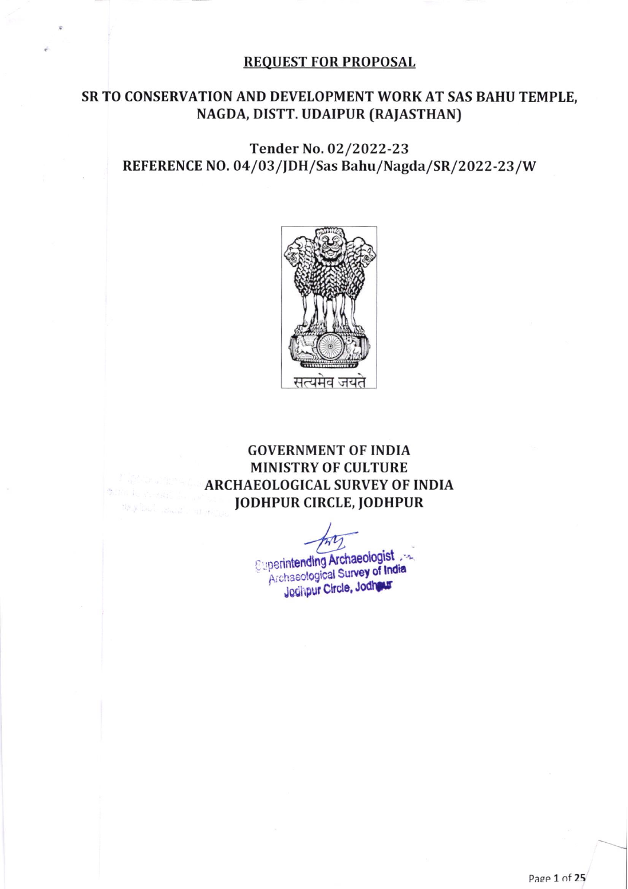# REQUEST FOR PROPOSAL

## SR TO CONSERVATION AND DEVELOPMENT WORK AT SAS BAHU TEMPLE, NAGDA, DISTT. UDAIPUR (RAJASTHAN)

### Tender No. 02/2022-23
### REFERENCE NO. 04/03/JDH/Sas Bahu/Nagda/SR/2022-23/W

सत्यमेव जयते

## GOVERNMENT OF INDIA
## MINISTRY OF CULTURE
## ARCHAEOLOGICAL SURVEY OF INDIA
## JODHPUR CIRCLE, JODHPUR

Superintending Archaeologist
Archaeological Survey of India
Jodhpur Circle, Jodhpur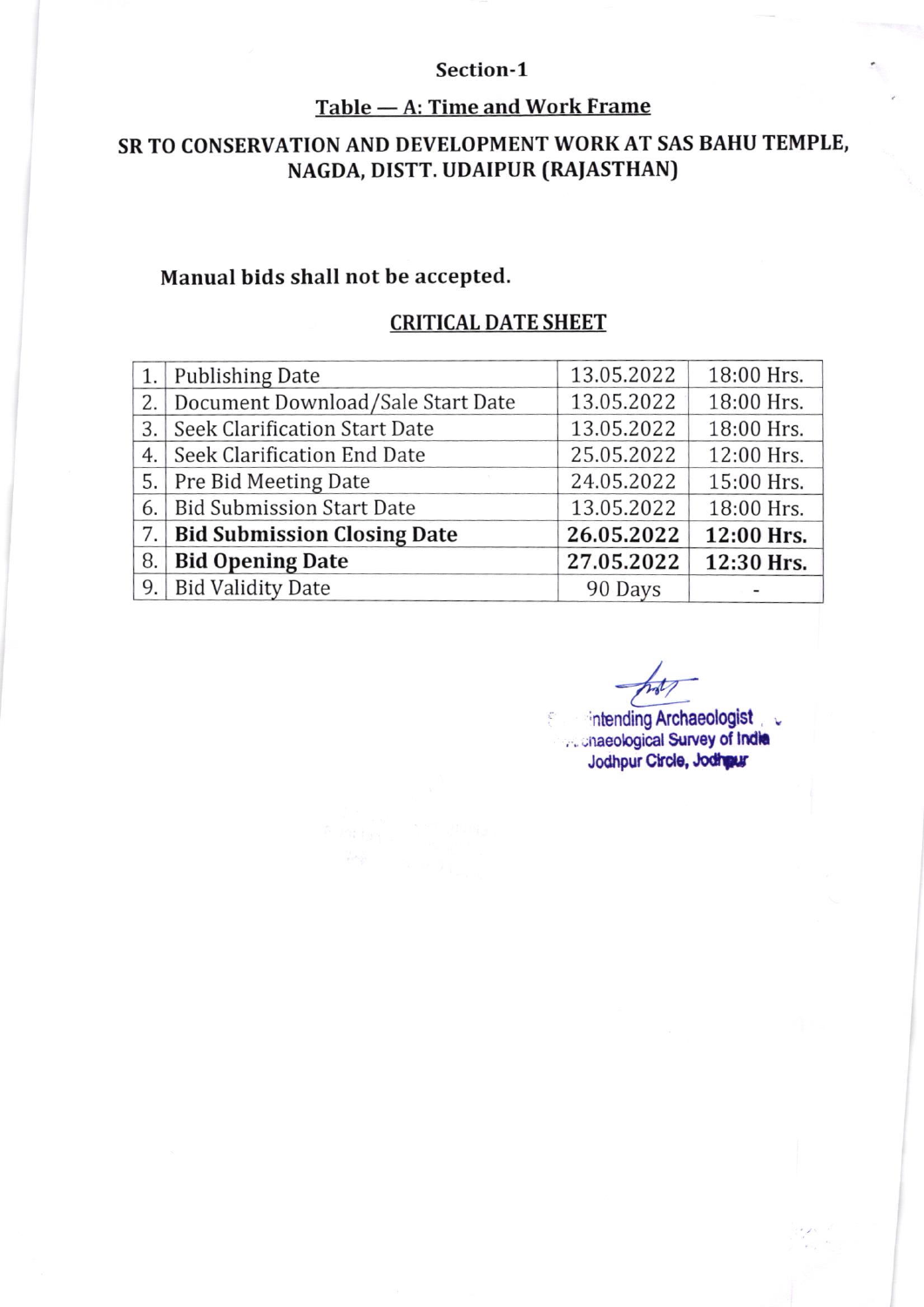## Section-1

### Table — A: Time and Work Frame

### SR TO CONSERVATION AND DEVELOPMENT WORK AT SAS BAHU TEMPLE, NAGDA, DISTT. UDAIPUR (RAJASTHAN)

**Manual bids shall not be accepted.**

**CRITICAL DATE SHEET**

| | | | |
|---|---|---|---|
| 1. | Publishing Date | 13.05.2022 | 18:00 Hrs. |
| 2. | Document Download/Sale Start Date | 13.05.2022 | 18:00 Hrs. |
| 3. | Seek Clarification Start Date | 13.05.2022 | 18:00 Hrs. |
| 4. | Seek Clarification End Date | 25.05.2022 | 12:00 Hrs. |
| 5. | Pre Bid Meeting Date | 24.05.2022 | 15:00 Hrs. |
| 6. | Bid Submission Start Date | 13.05.2022 | 18:00 Hrs. |
| 7. | **Bid Submission Closing Date** | **26.05.2022** | **12:00 Hrs.** |
| 8. | **Bid Opening Date** | **27.05.2022** | **12:30 Hrs.** |
| 9. | Bid Validity Date | 90 Days | - |

Superintending Archaeologist
Archaeological Survey of India
Jodhpur Circle, Jodhpur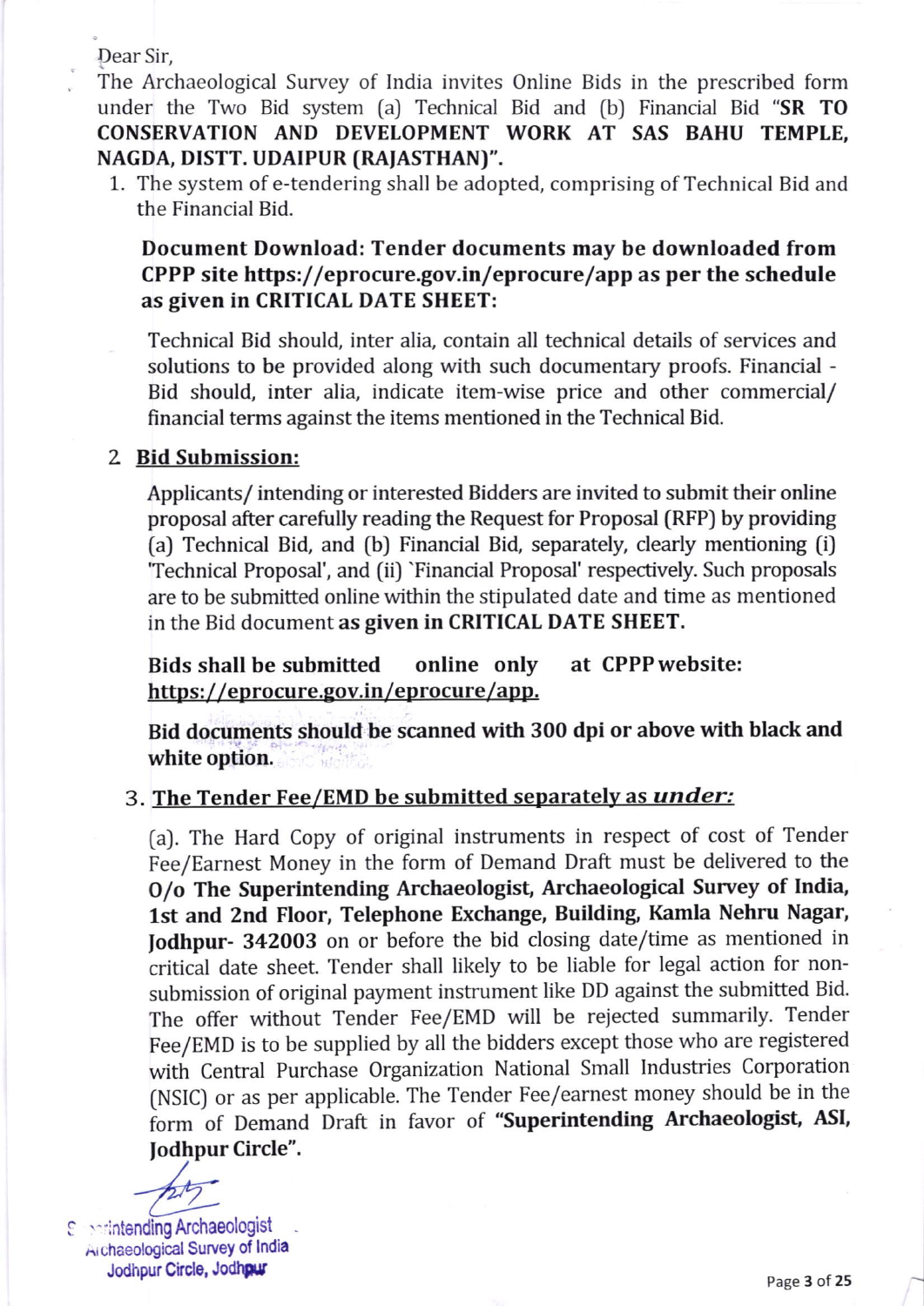Dear Sir,

The Archaeological Survey of India invites Online Bids in the prescribed form under the Two Bid system (a) Technical Bid and (b) Financial Bid "**SR TO CONSERVATION AND DEVELOPMENT WORK AT SAS BAHU TEMPLE, NAGDA, DISTT. UDAIPUR (RAJASTHAN)**".

1. The system of e-tendering shall be adopted, comprising of Technical Bid and the Financial Bid.

   **Document Download: Tender documents may be downloaded from CPPP site https://eprocure.gov.in/eprocure/app as per the schedule as given in CRITICAL DATE SHEET:**

   Technical Bid should, inter alia, contain all technical details of services and solutions to be provided along with such documentary proofs. Financial - Bid should, inter alia, indicate item-wise price and other commercial/ financial terms against the items mentioned in the Technical Bid.

2. **Bid Submission:**

   Applicants/ intending or interested Bidders are invited to submit their online proposal after carefully reading the Request for Proposal (RFP) by providing (a) Technical Bid, and (b) Financial Bid, separately, clearly mentioning (i) 'Technical Proposal', and (ii) 'Financial Proposal' respectively. Such proposals are to be submitted online within the stipulated date and time as mentioned in the Bid document **as given in CRITICAL DATE SHEET.**

   **Bids shall be submitted online only at CPPP website: https://eprocure.gov.in/eprocure/app.**

   **Bid documents should be scanned with 300 dpi or above with black and white option.**

3. **The Tender Fee/EMD be submitted separately as *under:***

   (a). The Hard Copy of original instruments in respect of cost of Tender Fee/Earnest Money in the form of Demand Draft must be delivered to the **O/o The Superintending Archaeologist, Archaeological Survey of India, 1st and 2nd Floor, Telephone Exchange, Building, Kamla Nehru Nagar, Jodhpur- 342003** on or before the bid closing date/time as mentioned in critical date sheet. Tender shall likely to be liable for legal action for non-submission of original payment instrument like DD against the submitted Bid. The offer without Tender Fee/EMD will be rejected summarily. Tender Fee/EMD is to be supplied by all the bidders except those who are registered with Central Purchase Organization National Small Industries Corporation (NSIC) or as per applicable. The Tender Fee/earnest money should be in the form of Demand Draft in favor of **"Superintending Archaeologist, ASI, Jodhpur Circle".**

Superintending Archaeologist
Archaeological Survey of India
Jodhpur Circle, Jodhpur